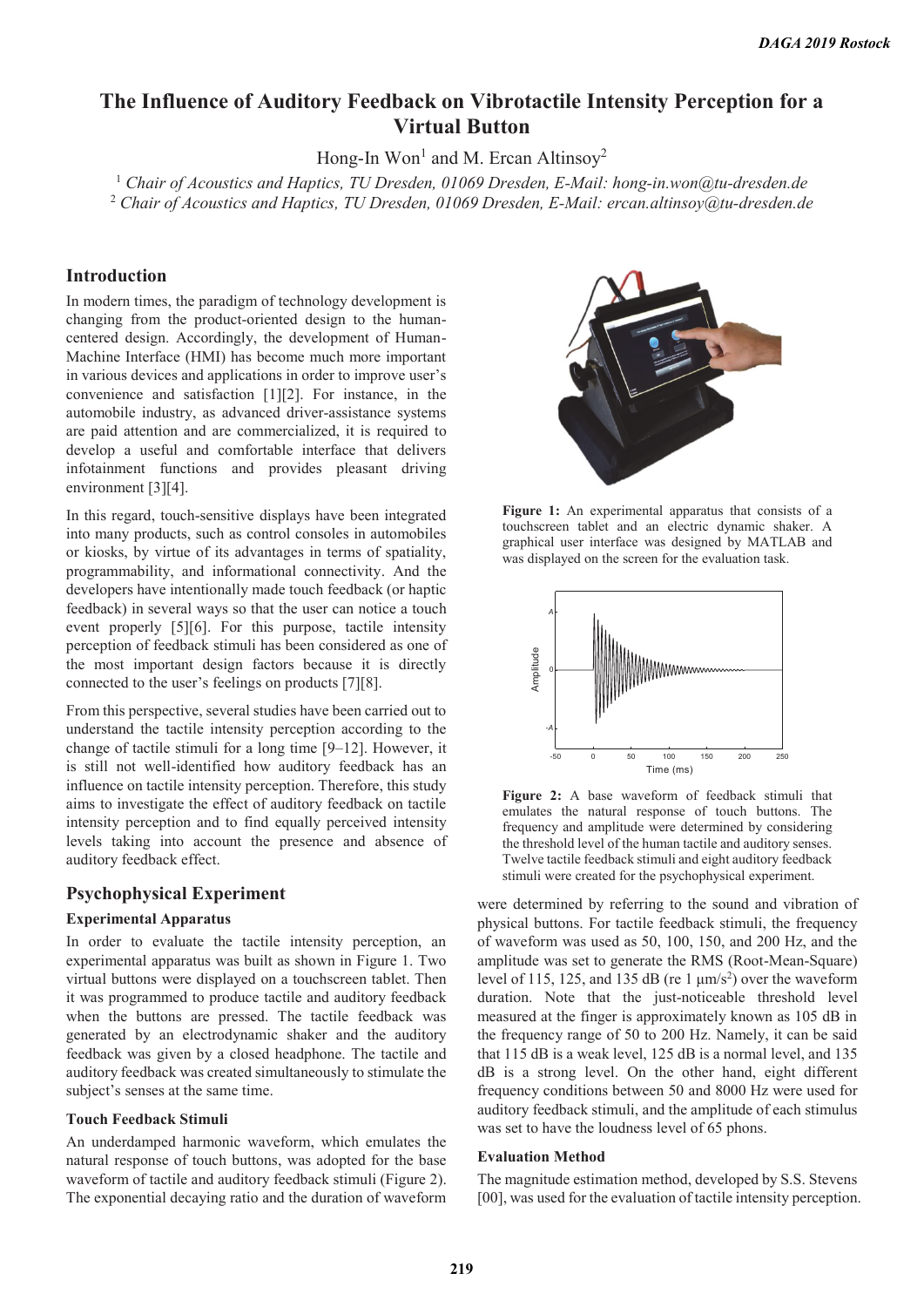# The Influence of Auditory Feedback on Vibrotactile Intensity Perception for a Virtual Button

Hong-In Won[1] and M. Ercan Altinsoy[2]

[1] *Chair of Acoustics and Haptics, TU Dresden, 01069 Dresden, E-Mail: hong-in.won@tu-dresden.de*
[2] *Chair of Acoustics and Haptics, TU Dresden, 01069 Dresden, E-Mail: ercan.altinsoy@tu-dresden.de*

## Introduction

In modern times, the paradigm of technology development is changing from the product-oriented design to the human-centered design. Accordingly, the development of Human-Machine Interface (HMI) has become much more important in various devices and applications in order to improve user's convenience and satisfaction [1][2]. For instance, in the automobile industry, as advanced driver-assistance systems are paid attention and are commercialized, it is required to develop a useful and comfortable interface that delivers infotainment functions and provides pleasant driving environment [3][4].

In this regard, touch-sensitive displays have been integrated into many products, such as control consoles in automobiles or kiosks, by virtue of its advantages in terms of spatiality, programmability, and informational connectivity. And the developers have intentionally made touch feedback (or haptic feedback) in several ways so that the user can notice a touch event properly [5][6]. For this purpose, tactile intensity perception of feedback stimuli has been considered as one of the most important design factors because it is directly connected to the user's feelings on products [7][8].

From this perspective, several studies have been carried out to understand the tactile intensity perception according to the change of tactile stimuli for a long time [9–12]. However, it is still not well-identified how auditory feedback has an influence on tactile intensity perception. Therefore, this study aims to investigate the effect of auditory feedback on tactile intensity perception and to find equally perceived intensity levels taking into account the presence and absence of auditory feedback effect.

## Psychophysical Experiment

### Experimental Apparatus

In order to evaluate the tactile intensity perception, an experimental apparatus was built as shown in Figure 1. Two virtual buttons were displayed on a touchscreen tablet. Then it was programmed to produce tactile and auditory feedback when the buttons are pressed. The tactile feedback was generated by an electrodynamic shaker and the auditory feedback was given by a closed headphone. The tactile and auditory feedback was created simultaneously to stimulate the subject's senses at the same time.

**Figure 1:** An experimental apparatus that consists of a touchscreen tablet and an electric dynamic shaker. A graphical user interface was designed by MATLAB and was displayed on the screen for the evaluation task.

**Figure 2:** A base waveform of feedback stimuli that emulates the natural response of touch buttons. The frequency and amplitude were determined by considering the threshold level of the human tactile and auditory senses. Twelve tactile feedback stimuli and eight auditory feedback stimuli were created for the psychophysical experiment.

### Touch Feedback Stimuli

An underdamped harmonic waveform, which emulates the natural response of touch buttons, was adopted for the base waveform of tactile and auditory feedback stimuli (Figure 2). The exponential decaying ratio and the duration of waveform were determined by referring to the sound and vibration of physical buttons. For tactile feedback stimuli, the frequency of waveform was used as 50, 100, 150, and 200 Hz, and the amplitude was set to generate the RMS (Root-Mean-Square) level of 115, 125, and 135 dB (re 1 $\mu m/s^2$) over the waveform duration. Note that the just-noticeable threshold level measured at the finger is approximately known as 105 dB in the frequency range of 50 to 200 Hz. Namely, it can be said that 115 dB is a weak level, 125 dB is a normal level, and 135 dB is a strong level. On the other hand, eight different frequency conditions between 50 and 8000 Hz were used for auditory feedback stimuli, and the amplitude of each stimulus was set to have the loudness level of 65 phons.

### Evaluation Method

The magnitude estimation method, developed by S.S. Stevens [00], was used for the evaluation of tactile intensity perception.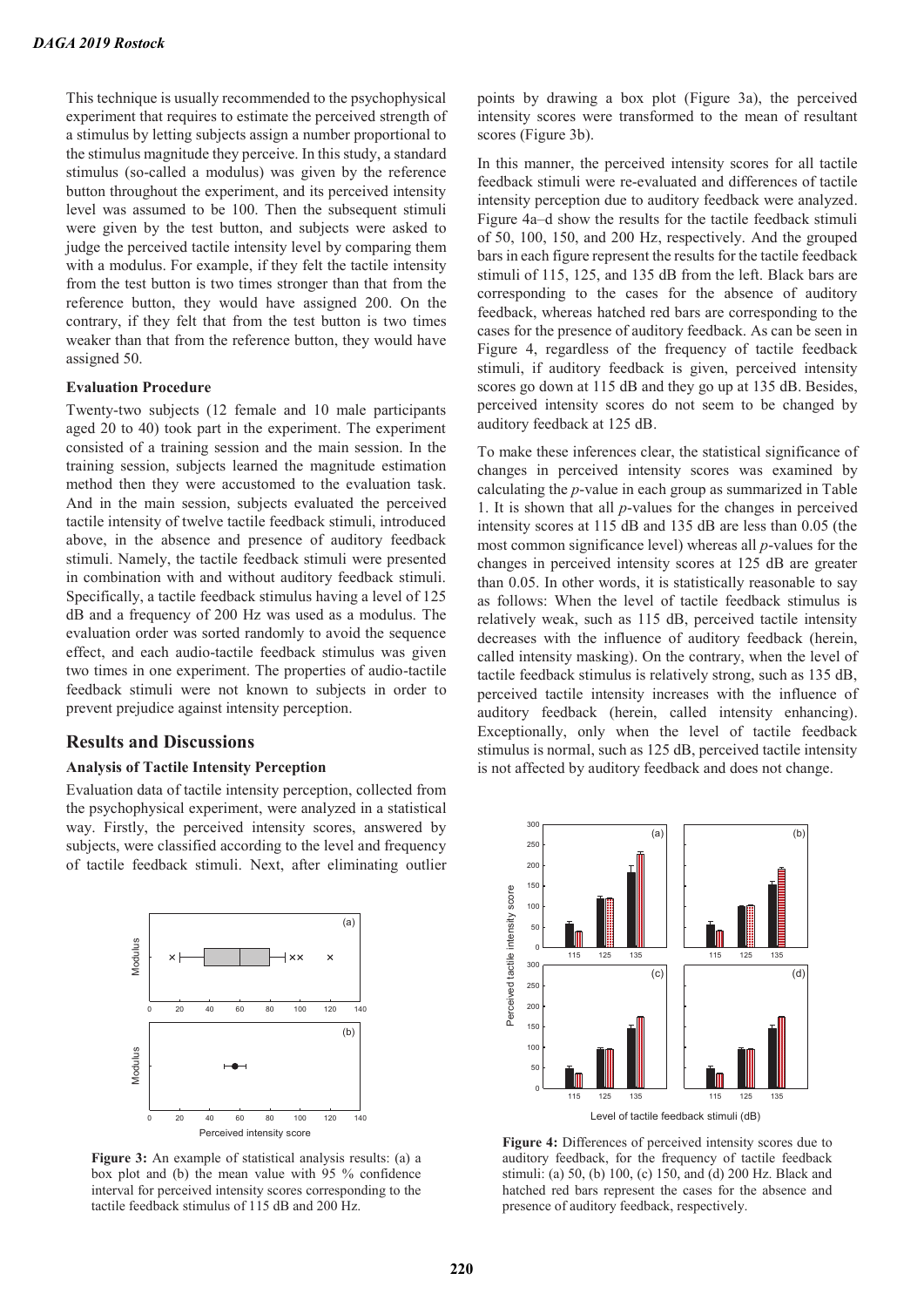This technique is usually recommended to the psychophysical experiment that requires to estimate the perceived strength of a stimulus by letting subjects assign a number proportional to the stimulus magnitude they perceive. In this study, a standard stimulus (so-called a modulus) was given by the reference button throughout the experiment, and its perceived intensity level was assumed to be 100. Then the subsequent stimuli were given by the test button, and subjects were asked to judge the perceived tactile intensity level by comparing them with a modulus. For example, if they felt the tactile intensity from the test button is two times stronger than that from the reference button, they would have assigned 200. On the contrary, if they felt that from the test button is two times weaker than that from the reference button, they would have assigned 50.

#### Evaluation Procedure

Twenty-two subjects (12 female and 10 male participants aged 20 to 40) took part in the experiment. The experiment consisted of a training session and the main session. In the training session, subjects learned the magnitude estimation method then they were accustomed to the evaluation task. And in the main session, subjects evaluated the perceived tactile intensity of twelve tactile feedback stimuli, introduced above, in the absence and presence of auditory feedback stimuli. Namely, the tactile feedback stimuli were presented in combination with and without auditory feedback stimuli. Specifically, a tactile feedback stimulus having a level of 125 dB and a frequency of 200 Hz was used as a modulus. The evaluation order was sorted randomly to avoid the sequence effect, and each audio-tactile feedback stimulus was given two times in one experiment. The properties of audio-tactile feedback stimuli were not known to subjects in order to prevent prejudice against intensity perception.

### Results and Discussions

#### Analysis of Tactile Intensity Perception

Evaluation data of tactile intensity perception, collected from the psychophysical experiment, were analyzed in a statistical way. Firstly, the perceived intensity scores, answered by subjects, were classified according to the level and frequency of tactile feedback stimuli. Next, after eliminating outlier points by drawing a box plot (Figure 3a), the perceived intensity scores were transformed to the mean of resultant scores (Figure 3b).

**Figure 3:** An example of statistical analysis results: (a) a box plot and (b) the mean value with 95 % confidence interval for perceived intensity scores corresponding to the tactile feedback stimulus of 115 dB and 200 Hz.

In this manner, the perceived intensity scores for all tactile feedback stimuli were re-evaluated and differences of tactile intensity perception due to auditory feedback were analyzed. Figure 4a–d show the results for the tactile feedback stimuli of 50, 100, 150, and 200 Hz, respectively. And the grouped bars in each figure represent the results for the tactile feedback stimuli of 115, 125, and 135 dB from the left. Black bars are corresponding to the cases for the absence of auditory feedback, whereas hatched red bars are corresponding to the cases for the presence of auditory feedback. As can be seen in Figure 4, regardless of the frequency of tactile feedback stimuli, if auditory feedback is given, perceived intensity scores go down at 115 dB and they go up at 135 dB. Besides, perceived intensity scores do not seem to be changed by auditory feedback at 125 dB.

To make these inferences clear, the statistical significance of changes in perceived intensity scores was examined by calculating the *p*-value in each group as summarized in Table 1. It is shown that all *p*-values for the changes in perceived intensity scores at 115 dB and 135 dB are less than 0.05 (the most common significance level) whereas all *p*-values for the changes in perceived intensity scores at 125 dB are greater than 0.05. In other words, it is statistically reasonable to say as follows: When the level of tactile feedback stimulus is relatively weak, such as 115 dB, perceived tactile intensity decreases with the influence of auditory feedback (herein, called intensity masking). On the contrary, when the level of tactile feedback stimulus is relatively strong, such as 135 dB, perceived tactile intensity increases with the influence of auditory feedback (herein, called intensity enhancing). Exceptionally, only when the level of tactile feedback stimulus is normal, such as 125 dB, perceived tactile intensity is not affected by auditory feedback and does not change.

**Figure 4:** Differences of perceived intensity scores due to auditory feedback, for the frequency of tactile feedback stimuli: (a) 50, (b) 100, (c) 150, and (d) 200 Hz. Black and hatched red bars represent the cases for the absence and presence of auditory feedback, respectively.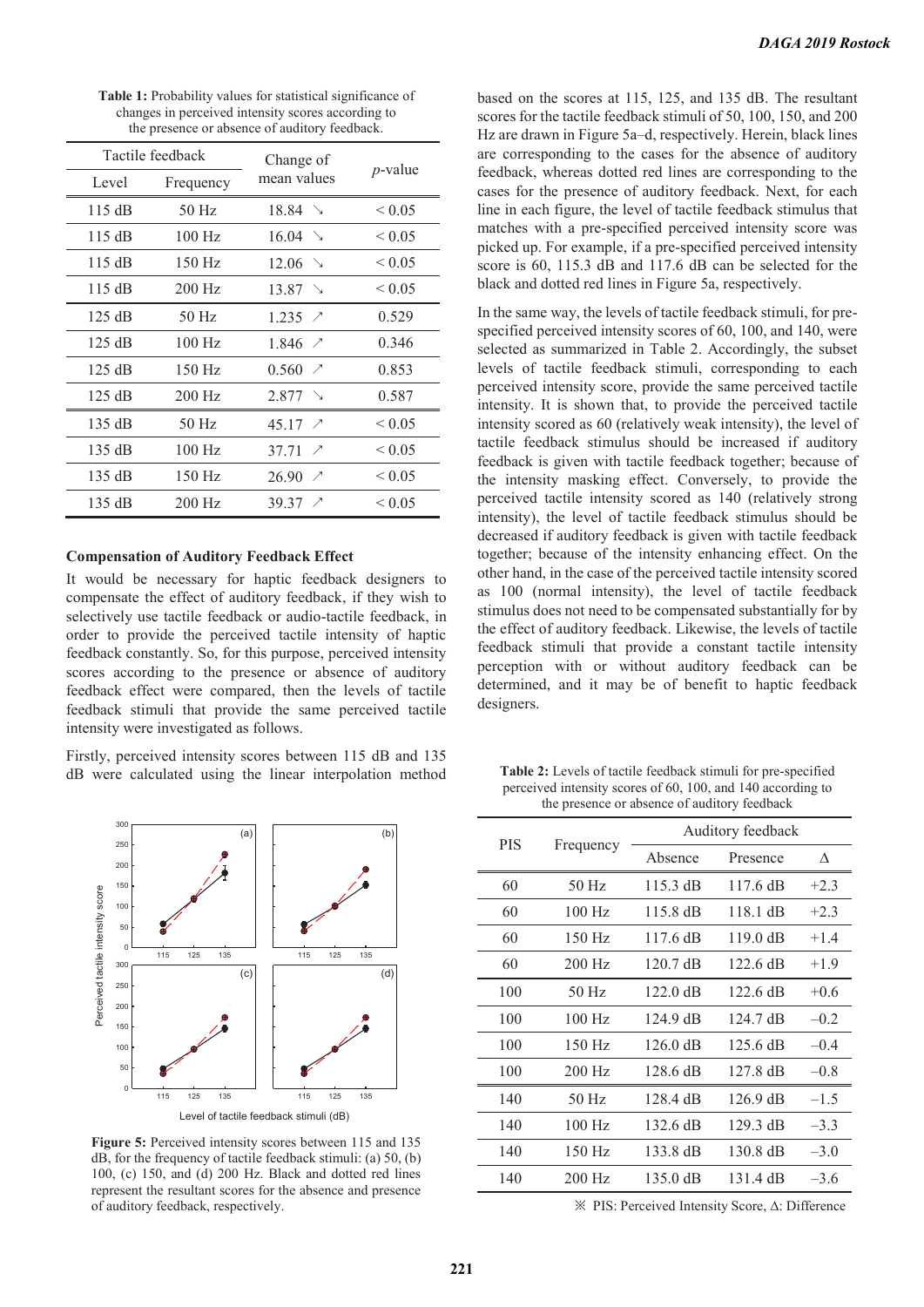**Table 1:** Probability values for statistical significance of changes in perceived intensity scores according to the presence or absence of auditory feedback.

| Tactile feedback | | Change of mean values | *p*-value |
|---|---|---|---|
| Level | Frequency | | |
| 115 dB | 50 Hz | 18.84 ↘ | < 0.05 |
| 115 dB | 100 Hz | 16.04 ↘ | < 0.05 |
| 115 dB | 150 Hz | 12.06 ↘ | < 0.05 |
| 115 dB | 200 Hz | 13.87 ↘ | < 0.05 |
| 125 dB | 50 Hz | 1.235 ↗ | 0.529 |
| 125 dB | 100 Hz | 1.846 ↗ | 0.346 |
| 125 dB | 150 Hz | 0.560 ↗ | 0.853 |
| 125 dB | 200 Hz | 2.877 ↘ | 0.587 |
| 135 dB | 50 Hz | 45.17 ↗ | < 0.05 |
| 135 dB | 100 Hz | 37.71 ↗ | < 0.05 |
| 135 dB | 150 Hz | 26.90 ↗ | < 0.05 |
| 135 dB | 200 Hz | 39.37 ↗ | < 0.05 |

### Compensation of Auditory Feedback Effect

It would be necessary for haptic feedback designers to compensate the effect of auditory feedback, if they wish to selectively use tactile feedback or audio-tactile feedback, in order to provide the perceived tactile intensity of haptic feedback constantly. So, for this purpose, perceived intensity scores according to the presence or absence of auditory feedback effect were compared, then the levels of tactile feedback stimuli that provide the same perceived tactile intensity were investigated as follows.

Firstly, perceived intensity scores between 115 dB and 135 dB were calculated using the linear interpolation method based on the scores at 115, 125, and 135 dB. The resultant scores for the tactile feedback stimuli of 50, 100, 150, and 200 Hz are drawn in Figure 5a–d, respectively. Herein, black lines are corresponding to the cases for the absence of auditory feedback, whereas dotted red lines are corresponding to the cases for the presence of auditory feedback. Next, for each line in each figure, the level of tactile feedback stimulus that matches with a pre-specified perceived intensity score was picked up. For example, if a pre-specified perceived intensity score is 60, 115.3 dB and 117.6 dB can be selected for the black and dotted red lines in Figure 5a, respectively.

**Figure 5:** Perceived intensity scores between 115 and 135 dB, for the frequency of tactile feedback stimuli: (a) 50, (b) 100, (c) 150, and (d) 200 Hz. Black and dotted red lines represent the resultant scores for the absence and presence of auditory feedback, respectively.

In the same way, the levels of tactile feedback stimuli, for pre-specified perceived intensity scores of 60, 100, and 140, were selected as summarized in Table 2. Accordingly, the subset levels of tactile feedback stimuli, corresponding to each perceived intensity score, provide the same perceived tactile intensity. It is shown that, to provide the perceived tactile intensity scored as 60 (relatively weak intensity), the level of tactile feedback stimulus should be increased if auditory feedback is given with tactile feedback together; because of the intensity masking effect. Conversely, to provide the perceived tactile intensity scored as 140 (relatively strong intensity), the level of tactile feedback stimulus should be decreased if auditory feedback is given with tactile feedback together; because of the intensity enhancing effect. On the other hand, in the case of the perceived tactile intensity scored as 100 (normal intensity), the level of tactile feedback stimulus does not need to be compensated substantially for by the effect of auditory feedback. Likewise, the levels of tactile feedback stimuli that provide a constant tactile intensity perception with or without auditory feedback can be determined, and it may be of benefit to haptic feedback designers.

**Table 2:** Levels of tactile feedback stimuli for pre-specified perceived intensity scores of 60, 100, and 140 according to the presence or absence of auditory feedback

| PIS | Frequency | Auditory feedback | | |
|---|---|---|---|---|
| | | Absence | Presence | Δ |
| 60 | 50 Hz | 115.3 dB | 117.6 dB | +2.3 |
| 60 | 100 Hz | 115.8 dB | 118.1 dB | +2.3 |
| 60 | 150 Hz | 117.6 dB | 119.0 dB | +1.4 |
| 60 | 200 Hz | 120.7 dB | 122.6 dB | +1.9 |
| 100 | 50 Hz | 122.0 dB | 122.6 dB | +0.6 |
| 100 | 100 Hz | 124.9 dB | 124.7 dB | –0.2 |
| 100 | 150 Hz | 126.0 dB | 125.6 dB | –0.4 |
| 100 | 200 Hz | 128.6 dB | 127.8 dB | –0.8 |
| 140 | 50 Hz | 128.4 dB | 126.9 dB | –1.5 |
| 140 | 100 Hz | 132.6 dB | 129.3 dB | –3.3 |
| 140 | 150 Hz | 133.8 dB | 130.8 dB | –3.0 |
| 140 | 200 Hz | 135.0 dB | 131.4 dB | –3.6 |

※ PIS: Perceived Intensity Score, Δ: Difference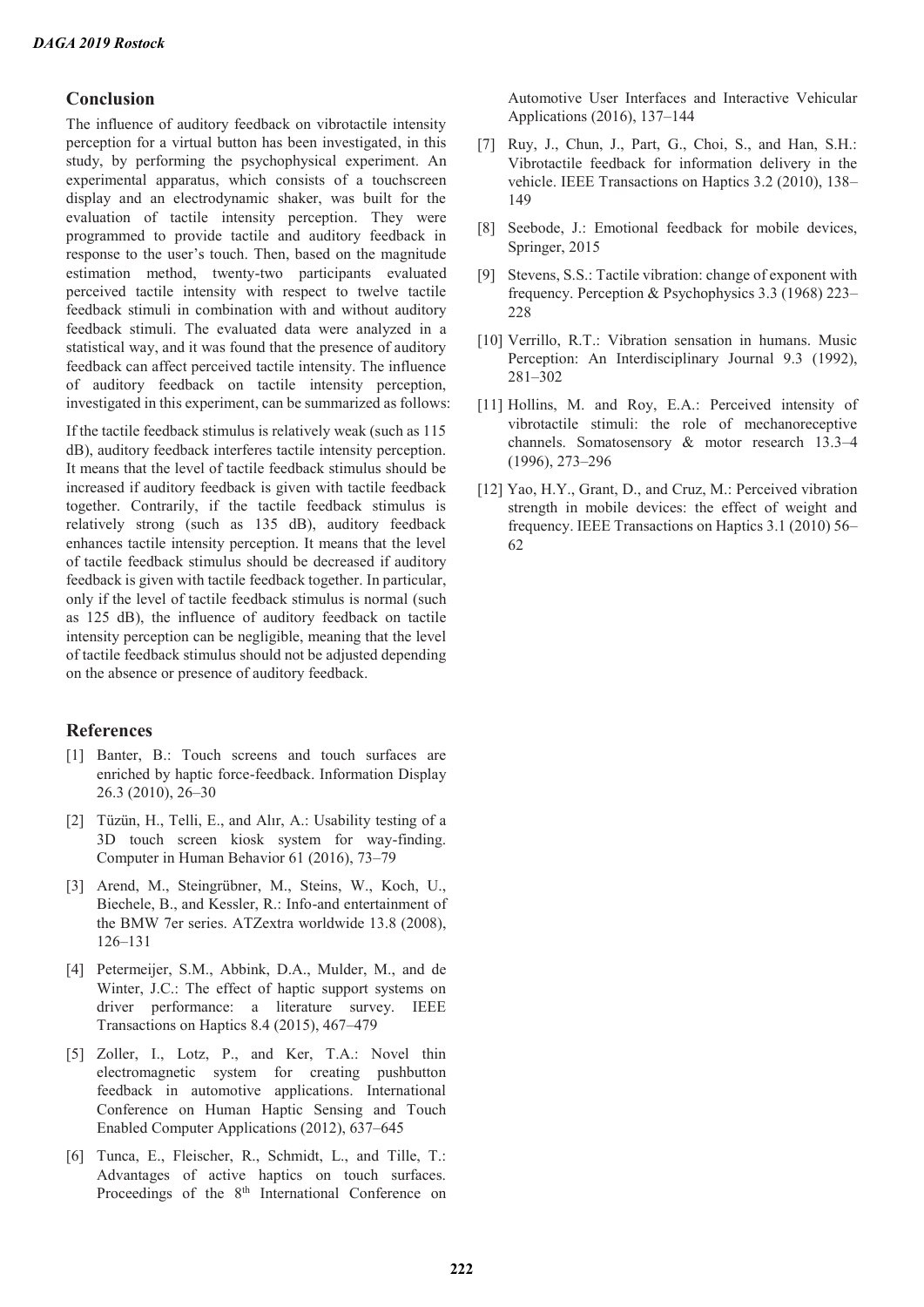## Conclusion

The influence of auditory feedback on vibrotactile intensity perception for a virtual button has been investigated, in this study, by performing the psychophysical experiment. An experimental apparatus, which consists of a touchscreen display and an electrodynamic shaker, was built for the evaluation of tactile intensity perception. They were programmed to provide tactile and auditory feedback in response to the user's touch. Then, based on the magnitude estimation method, twenty-two participants evaluated perceived tactile intensity with respect to twelve tactile feedback stimuli in combination with and without auditory feedback stimuli. The evaluated data were analyzed in a statistical way, and it was found that the presence of auditory feedback can affect perceived tactile intensity. The influence of auditory feedback on tactile intensity perception, investigated in this experiment, can be summarized as follows:

If the tactile feedback stimulus is relatively weak (such as 115 dB), auditory feedback interferes tactile intensity perception. It means that the level of tactile feedback stimulus should be increased if auditory feedback is given with tactile feedback together. Contrarily, if the tactile feedback stimulus is relatively strong (such as 135 dB), auditory feedback enhances tactile intensity perception. It means that the level of tactile feedback stimulus should be decreased if auditory feedback is given with tactile feedback together. In particular, only if the level of tactile feedback stimulus is normal (such as 125 dB), the influence of auditory feedback on tactile intensity perception can be negligible, meaning that the level of tactile feedback stimulus should not be adjusted depending on the absence or presence of auditory feedback.

## References

[1] Banter, B.: Touch screens and touch surfaces are enriched by haptic force-feedback. Information Display 26.3 (2010), 26–30

[2] Tüzün, H., Telli, E., and Alır, A.: Usability testing of a 3D touch screen kiosk system for way-finding. Computer in Human Behavior 61 (2016), 73–79

[3] Arend, M., Steingrübner, M., Steins, W., Koch, U., Biechele, B., and Kessler, R.: Info-and entertainment of the BMW 7er series. ATZextra worldwide 13.8 (2008), 126–131

[4] Petermeijer, S.M., Abbink, D.A., Mulder, M., and de Winter, J.C.: The effect of haptic support systems on driver performance: a literature survey. IEEE Transactions on Haptics 8.4 (2015), 467–479

[5] Zoller, I., Lotz, P., and Ker, T.A.: Novel thin electromagnetic system for creating pushbutton feedback in automotive applications. International Conference on Human Haptic Sensing and Touch Enabled Computer Applications (2012), 637–645

[6] Tunca, E., Fleischer, R., Schmidt, L., and Tille, T.: Advantages of active haptics on touch surfaces. Proceedings of the 8th International Conference on Automotive User Interfaces and Interactive Vehicular Applications (2016), 137–144

[7] Ruy, J., Chun, J., Part, G., Choi, S., and Han, S.H.: Vibrotactile feedback for information delivery in the vehicle. IEEE Transactions on Haptics 3.2 (2010), 138–149

[8] Seebode, J.: Emotional feedback for mobile devices, Springer, 2015

[9] Stevens, S.S.: Tactile vibration: change of exponent with frequency. Perception & Psychophysics 3.3 (1968) 223–228

[10] Verrillo, R.T.: Vibration sensation in humans. Music Perception: An Interdisciplinary Journal 9.3 (1992), 281–302

[11] Hollins, M. and Roy, E.A.: Perceived intensity of vibrotactile stimuli: the role of mechanoreceptive channels. Somatosensory & motor research 13.3–4 (1996), 273–296

[12] Yao, H.Y., Grant, D., and Cruz, M.: Perceived vibration strength in mobile devices: the effect of weight and frequency. IEEE Transactions on Haptics 3.1 (2010) 56–62